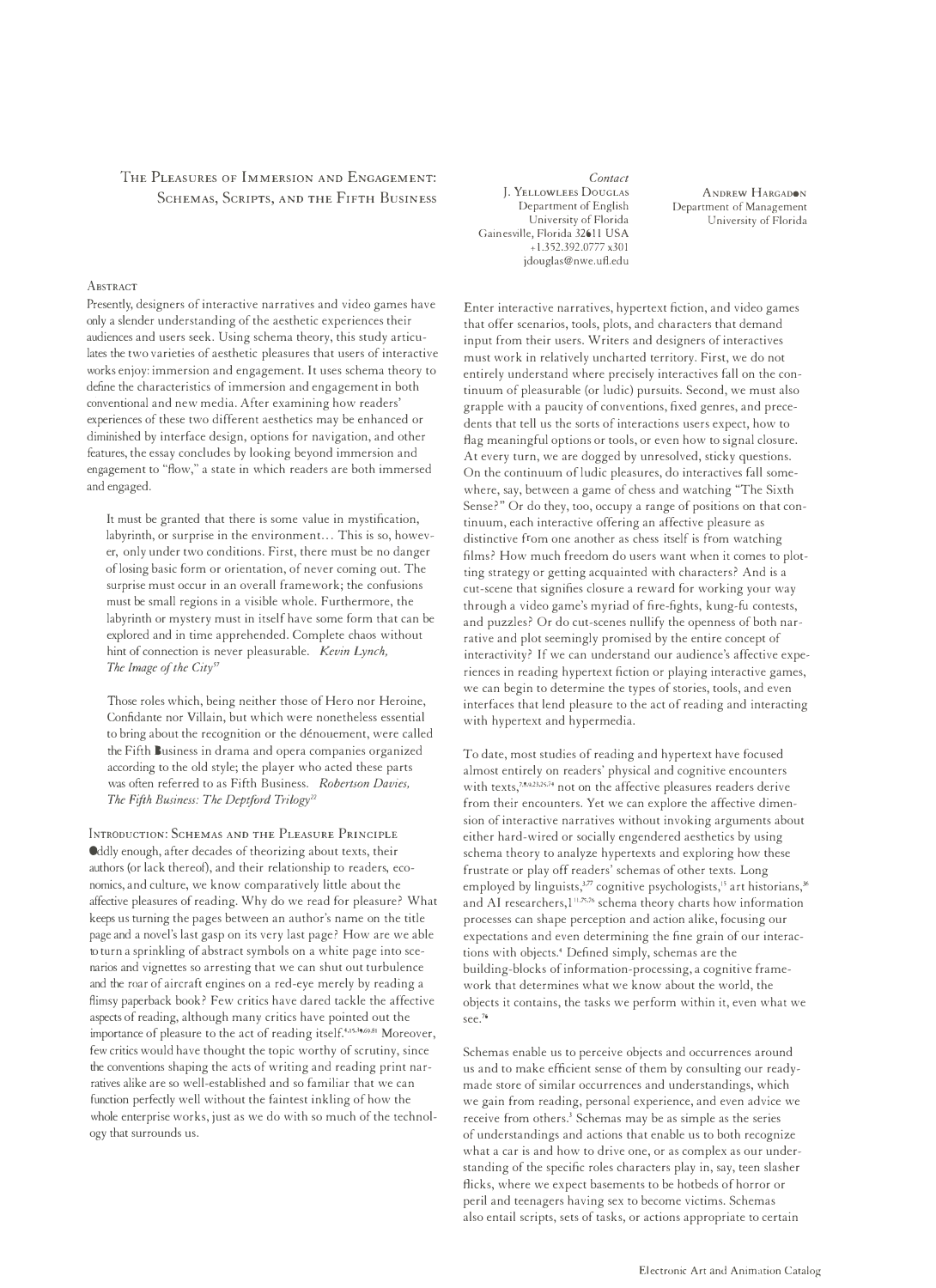# The Pleasures of Immersion and Engagement: Schemas, Scripts, and the Fifth Business

*Contact*
J. Yellowlees Douglas
Department of English
University of Florida
Gainesville, Florida 32611 USA
+1.352.392.0777 x301
jdouglas@nwe.ufl.edu

Andrew Hargadon
Department of Management
University of Florida

## Abstract

Presently, designers of interactive narratives and video games have only a slender understanding of the aesthetic experiences their audiences and users seek. Using schema theory, this study articulates the two varieties of aesthetic pleasures that users of interactive works enjoy: immersion and engagement. It uses schema theory to define the characteristics of immersion and engagement in both conventional and new media. After examining how readers' experiences of these two different aesthetics may be enhanced or diminished by interface design, options for navigation, and other features, the essay concludes by looking beyond immersion and engagement to "flow," a state in which readers are both immersed and engaged.

> It must be granted that there is some value in mystification, labyrinth, or surprise in the environment… This is so, however, only under two conditions. First, there must be no danger of losing basic form or orientation, of never coming out. The surprise must occur in an overall framework; the confusions must be small regions in a visible whole. Furthermore, the labyrinth or mystery must in itself have some form that can be explored and in time apprehended. Complete chaos without hint of connection is never pleasurable. *Kevin Lynch, The Image of the City*[57]

> Those roles which, being neither those of Hero nor Heroine, Confidante nor Villain, but which were nonetheless essential to bring about the recognition or the dénouement, were called the Fifth Business in drama and opera companies organized according to the old style; the player who acted these parts was often referred to as Fifth Business. *Robertson Davies, The Fifth Business: The Deptford Trilogy*[22]

## Introduction: Schemas and the Pleasure Principle

Oddly enough, after decades of theorizing about texts, their authors (or lack thereof), and their relationship to readers, economics, and culture, we know comparatively little about the affective pleasures of reading. Why do we read for pleasure? What keeps us turning the pages between an author's name on the title page and a novel's last gasp on its very last page? How are we able to turn a sprinkling of abstract symbols on a white page into scenarios and vignettes so arresting that we can shut out turbulence and the roar of aircraft engines on a red-eye merely by reading a flimsy paperback book? Few critics have dared tackle the affective aspects of reading, although many critics have pointed out the importance of pleasure to the act of reading itself.[4,15,16,69,81] Moreover, few critics would have thought the topic worthy of scrutiny, since the conventions shaping the acts of writing and reading print narratives alike are so well-established and so familiar that we can function perfectly well without the faintest inkling of how the whole enterprise works, just as we do with so much of the technology that surrounds us.

Enter interactive narratives, hypertext fiction, and video games that offer scenarios, tools, plots, and characters that demand input from their users. Writers and designers of interactives must work in relatively uncharted territory. First, we do not entirely understand where precisely interactives fall on the continuum of pleasurable (or ludic) pursuits. Second, we must also grapple with a paucity of conventions, fixed genres, and precedents that tell us the sorts of interactions users expect, how to flag meaningful options or tools, or even how to signal closure. At every turn, we are dogged by unresolved, sticky questions. On the continuum of ludic pleasures, do interactives fall somewhere, say, between a game of chess and watching "The Sixth Sense?" Or do they, too, occupy a range of positions on that continuum, each interactive offering an affective pleasure as distinctive from one another as chess itself is from watching films? How much freedom do users want when it comes to plotting strategy or getting acquainted with characters? And is a cut-scene that signifies closure a reward for working your way through a video game's myriad of fire-fights, kung-fu contests, and puzzles? Or do cut-scenes nullify the openness of both narrative and plot seemingly promised by the entire concept of interactivity? If we can understand our audience's affective experiences in reading hypertext fiction or playing interactive games, we can begin to determine the types of stories, tools, and even interfaces that lend pleasure to the act of reading and interacting with hypertext and hypermedia.

To date, most studies of reading and hypertext have focused almost entirely on readers' physical and cognitive encounters with texts,[7,8,9,23,25,74] not on the affective pleasures readers derive from their encounters. Yet we can explore the affective dimension of interactive narratives without invoking arguments about either hard-wired or socially engendered aesthetics by using schema theory to analyze hypertexts and exploring how these frustrate or play off readers' schemas of other texts. Long employed by linguists,[3,77] cognitive psychologists,[15] art historians,[36] and AI researchers,[1,11,75,76] schema theory charts how information processes can shape perception and action alike, focusing our expectations and even determining the fine grain of our interactions with objects.[4] Defined simply, schemas are the building-blocks of information-processing, a cognitive framework that determines what we know about the world, the objects it contains, the tasks we perform within it, even what we see.[76]

Schemas enable us to perceive objects and occurrences around us and to make efficient sense of them by consulting our ready-made store of similar occurrences and understandings, which we gain from reading, personal experience, and even advice we receive from others.[3] Schemas may be as simple as the series of understandings and actions that enable us to both recognize what a car is and how to drive one, or as complex as our understanding of the specific roles characters play in, say, teen slasher flicks, where we expect basements to be hotbeds of horror or peril and teenagers having sex to become victims. Schemas also entail scripts, sets of tasks, or actions appropriate to certain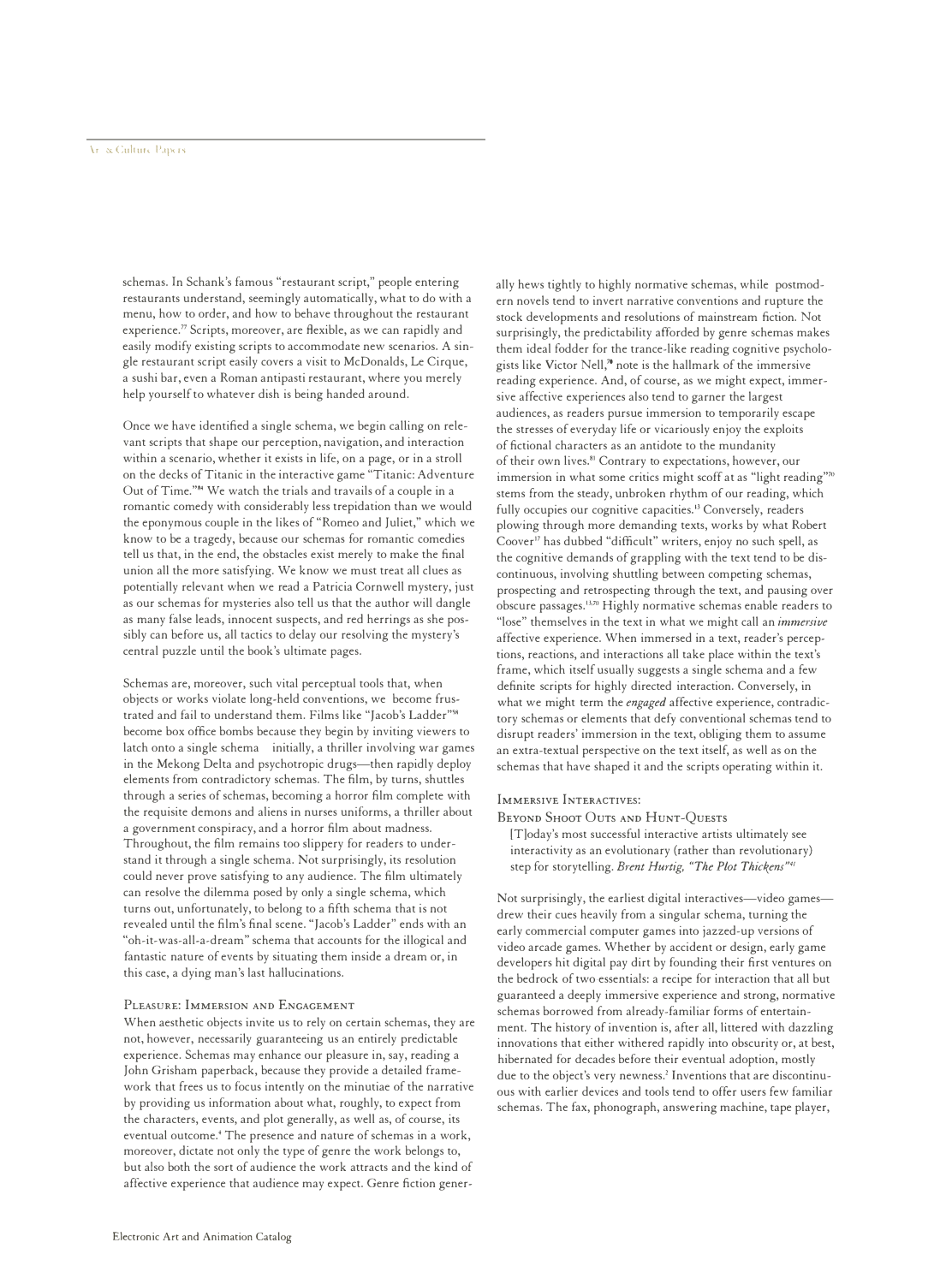schemas. In Schank's famous "restaurant script," people entering restaurants understand, seemingly automatically, what to do with a menu, how to order, and how to behave throughout the restaurant experience.[77] Scripts, moreover, are flexible, as we can rapidly and easily modify existing scripts to accommodate new scenarios. A single restaurant script easily covers a visit to McDonalds, Le Cirque, a sushi bar, even a Roman antipasti restaurant, where you merely help yourself to whatever dish is being handed around.

Once we have identified a single schema, we begin calling on relevant scripts that shape our perception, navigation, and interaction within a scenario, whether it exists in life, on a page, or in a stroll on the decks of Titanic in the interactive game "Titanic: Adventure Out of Time."[84] We watch the trials and travails of a couple in a romantic comedy with considerably less trepidation than we would the eponymous couple in the likes of "Romeo and Juliet," which we know to be a tragedy, because our schemas for romantic comedies tell us that, in the end, the obstacles exist merely to make the final union all the more satisfying. We know we must treat all clues as potentially relevant when we read a Patricia Cornwell mystery, just as our schemas for mysteries also tell us that the author will dangle as many false leads, innocent suspects, and red herrings as she possibly can before us, all tactics to delay our resolving the mystery's central puzzle until the book's ultimate pages.

Schemas are, moreover, such vital perceptual tools that, when objects or works violate long-held conventions, we become frustrated and fail to understand them. Films like "Jacob's Ladder"[58] become box office bombs because they begin by inviting viewers to latch onto a single schema initially, a thriller involving war games in the Mekong Delta and psychotropic drugs—then rapidly deploy elements from contradictory schemas. The film, by turns, shuttles through a series of schemas, becoming a horror film complete with the requisite demons and aliens in nurses uniforms, a thriller about a government conspiracy, and a horror film about madness. Throughout, the film remains too slippery for readers to understand it through a single schema. Not surprisingly, its resolution could never prove satisfying to any audience. The film ultimately can resolve the dilemma posed by only a single schema, which turns out, unfortunately, to belong to a fifth schema that is not revealed until the film's final scene. "Jacob's Ladder" ends with an "oh-it-was-all-a-dream" schema that accounts for the illogical and fantastic nature of events by situating them inside a dream or, in this case, a dying man's last hallucinations.

## Pleasure: Immersion and Engagement

When aesthetic objects invite us to rely on certain schemas, they are not, however, necessarily guaranteeing us an entirely predictable experience. Schemas may enhance our pleasure in, say, reading a John Grisham paperback, because they provide a detailed framework that frees us to focus intently on the minutiae of the narrative by providing us information about what, roughly, to expect from the characters, events, and plot generally, as well as, of course, its eventual outcome.[4] The presence and nature of schemas in a work, moreover, dictate not only the type of genre the work belongs to, but also both the sort of audience the work attracts and the kind of affective experience that audience may expect. Genre fiction generally hews tightly to highly normative schemas, while postmodern novels tend to invert narrative conventions and rupture the stock developments and resolutions of mainstream fiction. Not surprisingly, the predictability afforded by genre schemas makes them ideal fodder for the trance-like reading cognitive psychologists like Victor Nell,[78] note is the hallmark of the immersive reading experience. And, of course, as we might expect, immersive affective experiences also tend to garner the largest audiences, as readers pursue immersion to temporarily escape the stresses of everyday life or vicariously enjoy the exploits of fictional characters as an antidote to the mundanity of their own lives.[81] Contrary to expectations, however, our immersion in what some critics might scoff at as "light reading"[70] stems from the steady, unbroken rhythm of our reading, which fully occupies our cognitive capacities.[13] Conversely, readers plowing through more demanding texts, works by what Robert Coover[17] has dubbed "difficult" writers, enjoy no such spell, as the cognitive demands of grappling with the text tend to be discontinuous, involving shuttling between competing schemas, prospecting and retrospecting through the text, and pausing over obscure passages.[13,70] Highly normative schemas enable readers to "lose" themselves in the text in what we might call an *immersive* affective experience. When immersed in a text, reader's perceptions, reactions, and interactions all take place within the text's frame, which itself usually suggests a single schema and a few definite scripts for highly directed interaction. Conversely, in what we might term the *engaged* affective experience, contradictory schemas or elements that defy conventional schemas tend to disrupt readers' immersion in the text, obliging them to assume an extra-textual perspective on the text itself, as well as on the schemas that have shaped it and the scripts operating within it.

## Immersive Interactives: Beyond Shoot Outs and Hunt-Quests

> [T]oday's most successful interactive artists ultimately see interactivity as an evolutionary (rather than revolutionary) step for storytelling. *Brent Hurtig, "The Plot Thickens"*[41]

Not surprisingly, the earliest digital interactives—video games—drew their cues heavily from a singular schema, turning the early commercial computer games into jazzed-up versions of video arcade games. Whether by accident or design, early game developers hit digital pay dirt by founding their first ventures on the bedrock of two essentials: a recipe for interaction that all but guaranteed a deeply immersive experience and strong, normative schemas borrowed from already-familiar forms of entertainment. The history of invention is, after all, littered with dazzling innovations that either withered rapidly into obscurity or, at best, hibernated for decades before their eventual adoption, mostly due to the object's very newness.[2] Inventions that are discontinuous with earlier devices and tools tend to offer users few familiar schemas. The fax, phonograph, answering machine, tape player,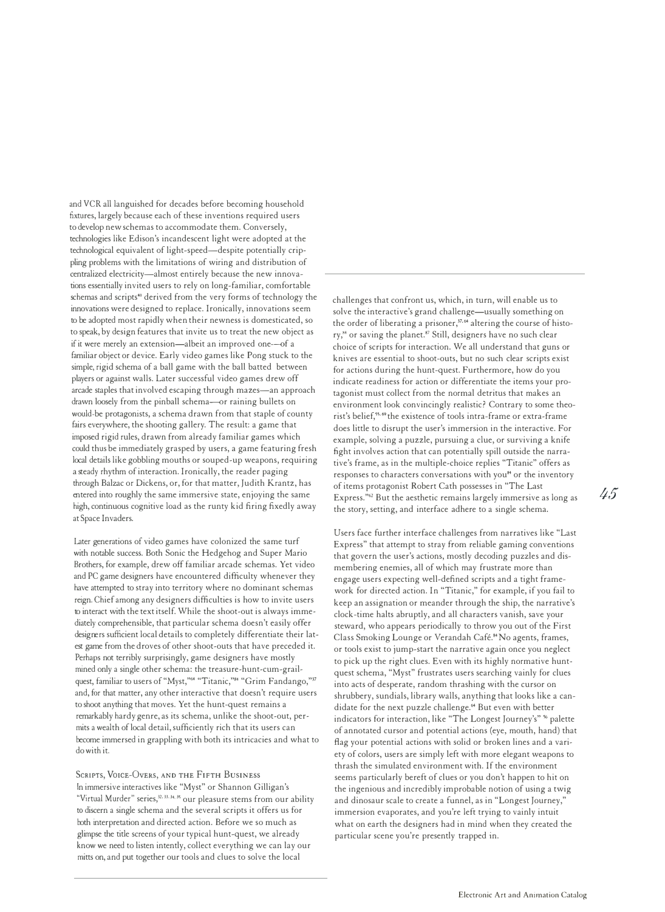and VCR all languished for decades before becoming household fixtures, largely because each of these inventions required users to develop new schemas to accommodate them. Conversely, technologies like Edison's incandescent light were adopted at the technological equivalent of light-speed—despite potentially crippling problems with the limitations of wiring and distribution of centralized electricity—almost entirely because the new innovations essentially invited users to rely on long-familiar, comfortable schemas and scripts[40] derived from the very forms of technology the innovations were designed to replace. Ironically, innovations seem to be adopted most rapidly when their newness is domesticated, so to speak, by design features that invite us to treat the new object as if it were merely an extension—albeit an improved one—of a familiar object or device. Early video games like Pong stuck to the simple, rigid schema of a ball game with the ball batted between players or against walls. Later successful video games drew off arcade staples that involved escaping through mazes—an approach drawn loosely from the pinball schema—or raining bullets on would-be protagonists, a schema drawn from that staple of county fairs everywhere, the shooting gallery. The result: a game that imposed rigid rules, drawn from already familiar games which could thus be immediately grasped by users, a game featuring fresh local details like gobbling mouths or souped-up weapons, requiring a steady rhythm of interaction. Ironically, the reader paging through Balzac or Dickens, or, for that matter, Judith Krantz, has entered into roughly the same immersive state, enjoying the same high, continuous cognitive load as the runty kid firing fixedly away at Space Invaders.

Later generations of video games have colonized the same turf with notable success. Both Sonic the Hedgehog and Super Mario Brothers, for example, drew off familiar arcade schemas. Yet video and PC game designers have encountered difficulty whenever they have attempted to stray into territory where no dominant schemas reign. Chief among any designers difficulties is how to invite users to interact with the text itself. While the shoot-out is always immediately comprehensible, that particular schema doesn't easily offer designers sufficient local details to completely differentiate their latest game from the droves of other shoot-outs that have preceded it. Perhaps not terribly surprisingly, game designers have mostly mined only a single other schema: the treasure-hunt-cum-grail-quest, familiar to users of "Myst,"[64] "Titanic,"[84] "Grim Fandango,"[37] and, for that matter, any other interactive that doesn't require users to shoot anything that moves. Yet the hunt-quest remains a remarkably hardy genre, as its schema, unlike the shoot-out, permits a wealth of local detail, sufficiently rich that its users can become immersed in grappling with both its intricacies and what to do with it.

## Scripts, Voice-Overs, and the Fifth Business

In immersive interactives like "Myst" or Shannon Gilligan's "Virtual Murder" series,[32, 33, 34, 35] our pleasure stems from our ability to discern a single schema and the several scripts it offers us for both interpretation and directed action. Before we so much as glimpse the title screens of your typical hunt-quest, we already know we need to listen intently, collect everything we can lay our mitts on, and put together our tools and clues to solve the local challenges that confront us, which, in turn, will enable us to solve the interactive's grand challenge—usually something on the order of liberating a prisoner,[37, 64] altering the course of history,[94] or saving the planet.[87] Still, designers have no such clear choice of scripts for interaction. We all understand that guns or knives are essential to shoot-outs, but no such clear scripts exist for actions during the hunt-quest. Furthermore, how do you indicate readiness for action or differentiate the items your protagonist must collect from the normal detritus that makes an environment look convincingly realistic? Contrary to some theorist's belief,[55, 69] the existence of tools intra-frame or extra-frame does little to disrupt the user's immersion in the interactive. For example, solving a puzzle, pursuing a clue, or surviving a knife fight involves action that can potentially spill outside the narrative's frame, as in the multiple-choice replies "Titanic" offers as responses to characters conversations with you[84] or the inventory of items protagonist Robert Cath possesses in "The Last Express."[62] But the aesthetic remains largely immersive as long as the story, setting, and interface adhere to a single schema.

Users face further interface challenges from narratives like "Last Express" that attempt to stray from reliable gaming conventions that govern the user's actions, mostly decoding puzzles and dismembering enemies, all of which may frustrate more than engage users expecting well-defined scripts and a tight framework for directed action. In "Titanic," for example, if you fail to keep an assignation or meander through the ship, the narrative's clock-time halts abruptly, and all characters vanish, save your steward, who appears periodically to throw you out of the First Class Smoking Lounge or Verandah Café.[84] No agents, frames, or tools exist to jump-start the narrative again once you neglect to pick up the right clues. Even with its highly normative hunt-quest schema, "Myst" frustrates users searching vainly for clues into acts of desperate, random thrashing with the cursor on shrubbery, sundials, library walls, anything that looks like a candidate for the next puzzle challenge.[64] But even with better indicators for interaction, like "The Longest Journey's"[96] palette of annotated cursor and potential actions (eye, mouth, hand) that flag your potential actions with solid or broken lines and a variety of colors, users are simply left with more elegant weapons to thrash the simulated environment with. If the environment seems particularly bereft of clues or you don't happen to hit on the ingenious and incredibly improbable notion of using a twig and dinosaur scale to create a funnel, as in "Longest Journey," immersion evaporates, and you're left trying to vainly intuit what on earth the designers had in mind when they created the particular scene you're presently trapped in.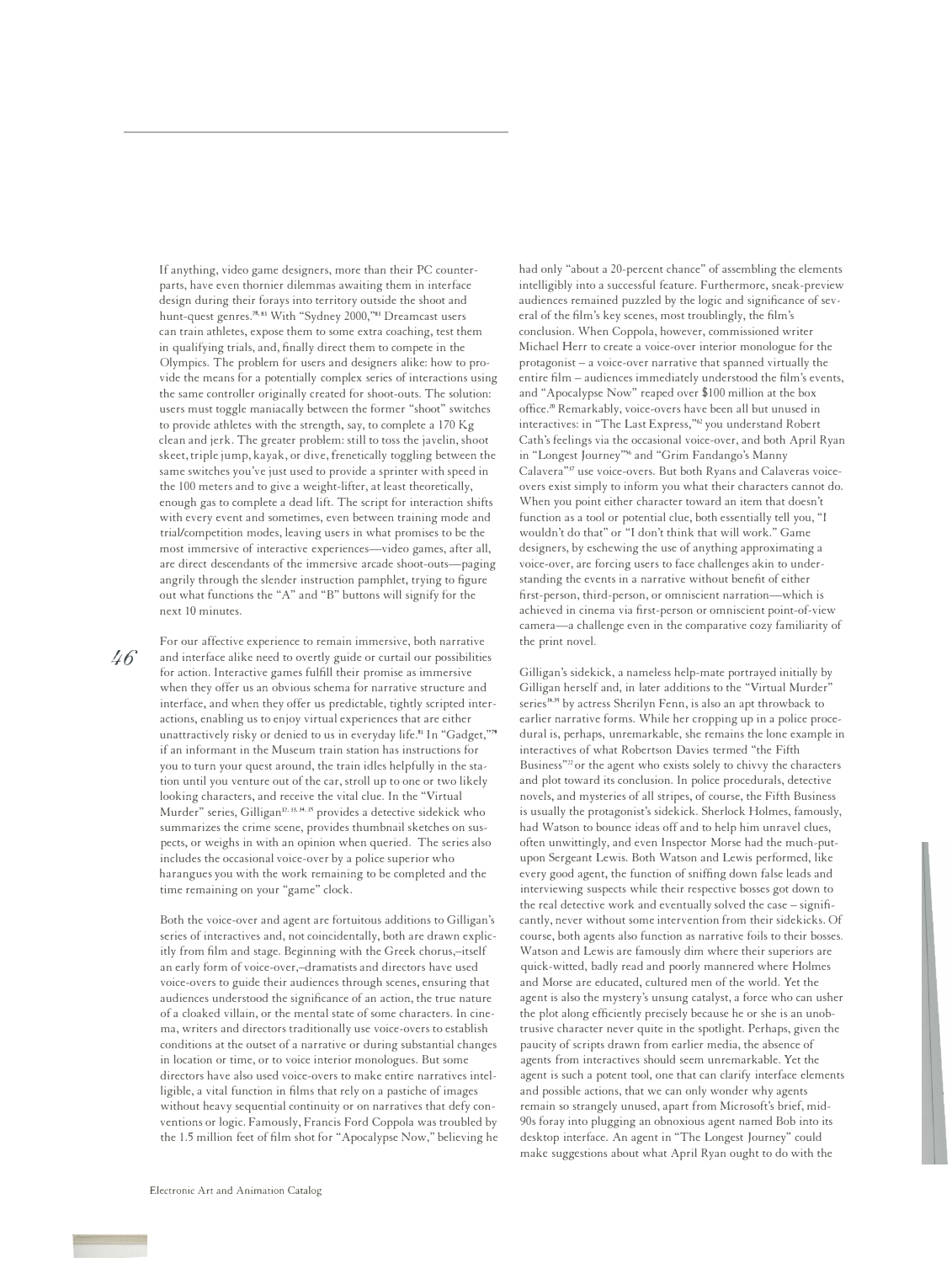If anything, video game designers, more than their PC counterparts, have even thornier dilemmas awaiting them in interface design during their forays into territory outside the shoot and hunt-quest genres.[78, 83] With "Sydney 2000,"[83] Dreamcast users can train athletes, expose them to some extra coaching, test them in qualifying trials, and, finally direct them to compete in the Olympics. The problem for users and designers alike: how to provide the means for a potentially complex series of interactions using the same controller originally created for shoot-outs. The solution: users must toggle maniacally between the former "shoot" switches to provide athletes with the strength, say, to complete a 170 Kg clean and jerk. The greater problem: still to toss the javelin, shoot skeet, triple jump, kayak, or dive, frenetically toggling between the same switches you've just used to provide a sprinter with speed in the 100 meters and to give a weight-lifter, at least theoretically, enough gas to complete a dead lift. The script for interaction shifts with every event and sometimes, even between training mode and trial/competition modes, leaving users in what promises to be the most immersive of interactive experiences—video games, after all, are direct descendants of the immersive arcade shoot-outs—paging angrily through the slender instruction pamphlet, trying to figure out what functions the "A" and "B" buttons will signify for the next 10 minutes.

For our affective experience to remain immersive, both narrative and interface alike need to overtly guide or curtail our possibilities for action. Interactive games fulfill their promise as immersive when they offer us an obvious schema for narrative structure and interface, and when they offer us predictable, tightly scripted interactions, enabling us to enjoy virtual experiences that are either unattractively risky or denied to us in everyday life.[81] In "Gadget,"[79] if an informant in the Museum train station has instructions for you to turn your quest around, the train idles helpfully in the station until you venture out of the car, stroll up to one or two likely looking characters, and receive the vital clue. In the "Virtual Murder" series, Gilligan[32, 33, 34, 35] provides a detective sidekick who summarizes the crime scene, provides thumbnail sketches on suspects, or weighs in with an opinion when queried. The series also includes the occasional voice-over by a police superior who harangues you with the work remaining to be completed and the time remaining on your "game" clock.

Both the voice-over and agent are fortuitous additions to Gilligan's series of interactives and, not coincidentally, both are drawn explicitly from film and stage. Beginning with the Greek chorus,–itself an early form of voice-over,–dramatists and directors have used voice-overs to guide their audiences through scenes, ensuring that audiences understood the significance of an action, the true nature of a cloaked villain, or the mental state of some characters. In cinema, writers and directors traditionally use voice-overs to establish conditions at the outset of a narrative or during substantial changes in location or time, or to voice interior monologues. But some directors have also used voice-overs to make entire narratives intelligible, a vital function in films that rely on a pastiche of images without heavy sequential continuity or on narratives that defy conventions or logic. Famously, Francis Ford Coppola was troubled by the 1.5 million feet of film shot for "Apocalypse Now," believing he had only "about a 20-percent chance" of assembling the elements intelligibly into a successful feature. Furthermore, sneak-preview audiences remained puzzled by the logic and significance of several of the film's key scenes, most troublingly, the film's conclusion. When Coppola, however, commissioned writer Michael Herr to create a voice-over interior monologue for the protagonist – a voice-over narrative that spanned virtually the entire film – audiences immediately understood the film's events, and "Apocalypse Now" reaped over $100 million at the box office.[20] Remarkably, voice-overs have been all but unused in interactives: in "The Last Express,"[62] you understand Robert Cath's feelings via the occasional voice-over, and both April Ryan in "Longest Journey"[56] and "Grim Fandango's Manny Calavera"[57] use voice-overs. But both Ryans and Calaveras voice-overs exist simply to inform you what their characters cannot do. When you point either character toward an item that doesn't function as a tool or potential clue, both essentially tell you, "I wouldn't do that" or "I don't think that will work." Game designers, by eschewing the use of anything approximating a voice-over, are forcing users to face challenges akin to understanding the events in a narrative without benefit of either first-person, third-person, or omniscient narration—which is achieved in cinema via first-person or omniscient point-of-view camera—a challenge even in the comparative cozy familiarity of the print novel.

Gilligan's sidekick, a nameless help-mate portrayed initially by Gilligan herself and, in later additions to the "Virtual Murder" series[34,35] by actress Sherilyn Fenn, is also an apt throwback to earlier narrative forms. While her cropping up in a police procedural is, perhaps, unremarkable, she remains the lone example in interactives of what Robertson Davies termed "the Fifth Business"[22] or the agent who exists solely to chivvy the characters and plot toward its conclusion. In police procedurals, detective novels, and mysteries of all stripes, of course, the Fifth Business is usually the protagonist's sidekick. Sherlock Holmes, famously, had Watson to bounce ideas off and to help him unravel clues, often unwittingly, and even Inspector Morse had the much-put-upon Sergeant Lewis. Both Watson and Lewis performed, like every good agent, the function of sniffing down false leads and interviewing suspects while their respective bosses got down to the real detective work and eventually solved the case – significantly, never without some intervention from their sidekicks. Of course, both agents also function as narrative foils to their bosses. Watson and Lewis are famously dim where their superiors are quick-witted, badly read and poorly mannered where Holmes and Morse are educated, cultured men of the world. Yet the agent is also the mystery's unsung catalyst, a force who can usher the plot along efficiently precisely because he or she is an unobtrusive character never quite in the spotlight. Perhaps, given the paucity of scripts drawn from earlier media, the absence of agents from interactives should seem unremarkable. Yet the agent is such a potent tool, one that can clarify interface elements and possible actions, that we can only wonder why agents remain so strangely unused, apart from Microsoft's brief, mid-90s foray into plugging an obnoxious agent named Bob into its desktop interface. An agent in "The Longest Journey" could make suggestions about what April Ryan ought to do with the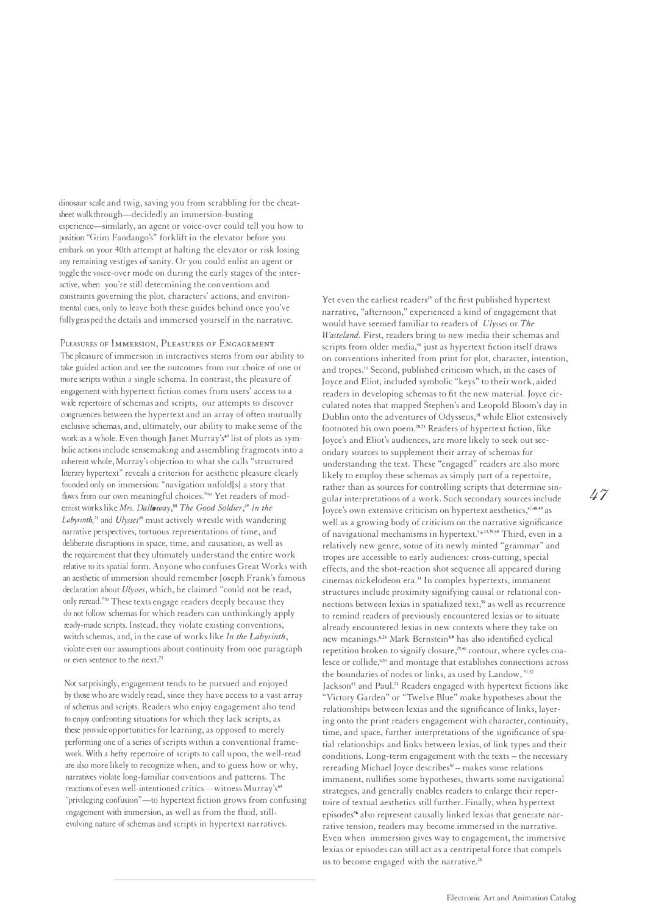dinosaur scale and twig, saving you from scrabbling for the cheat-sheet walkthrough—decidedly an immersion-busting experience—similarly, an agent or voice-over could tell you how to position "Grim Fandango's" forklift in the elevator before you embark on your 40th attempt at halting the elevator or risk losing any remaining vestiges of sanity. Or you could enlist an agent or toggle the voice-over mode on during the early stages of the interactive, when you're still determining the conventions and constraints governing the plot, characters' actions, and environmental cues, only to leave both these guides behind once you've fully grasped the details and immersed yourself in the narrative.

## Pleasures of Immersion, Pleasures of Engagement

The pleasure of immersion in interactives stems from our ability to take guided action and see the outcomes from our choice of one or more scripts within a single schema. In contrast, the pleasure of engagement with hypertext fiction comes from users' access to a wide repertoire of schemas and scripts, our attempts to discover congruences between the hypertext and an array of often mutually exclusive schemas, and, ultimately, our ability to make sense of the work as a whole. Even though Janet Murray's[69] list of plots as symbolic actions include sensemaking and assembling fragments into a coherent whole, Murray's objection to what she calls "structured literary hypertext" reveals a criterion for aesthetic pleasure clearly founded only on immersion: "navigation unfold[s] a story that flows from our own meaningful choices."[69] Yet readers of modernist works like *Mrs. Dalloway*,[88] *The Good Soldier*,[29] *In the Labyrinth*,[73] and *Ulysses*[45] must actively wrestle with wandering narrative perspectives, tortuous representations of time, and deliberate disruptions in space, time, and causation, as well as the requirement that they ultimately understand the entire work relative to its spatial form. Anyone who confuses Great Works with an aesthetic of immersion should remember Joseph Frank's famous declaration about *Ulysses*, which, he claimed "could not be read, only reread."[30] These texts engage readers deeply because they do not follow schemas for which readers can unthinkingly apply ready-made scripts. Instead, they violate existing conventions, switch schemas, and, in the case of works like *In the Labyrinth*, violate even our assumptions about continuity from one paragraph or even sentence to the next.[73]

Not surprisingly, engagement tends to be pursued and enjoyed by those who are widely read, since they have access to a vast array of schemas and scripts. Readers who enjoy engagement also tend to enjoy confronting situations for which they lack scripts, as these provide opportunities for learning, as opposed to merely performing one of a series of scripts within a conventional framework. With a hefty repertoire of scripts to call upon, the well-read are also more likely to recognize when, and to guess how or why, narratives violate long-familiar conventions and patterns. The reactions of even well-intentioned critics—witness Murray's[69] "privileging confusion"—to hypertext fiction grows from confusing engagement with immersion, as well as from the fluid, still-evolving nature of schemas and scripts in hypertext narratives.

Yet even the earliest readers[25] of the first published hypertext narrative, "afternoon," experienced a kind of engagement that would have seemed familiar to readers of *Ulysses* or *The Wasteland*. First, readers bring to new media their schemas and scripts from older media,[40] just as hypertext fiction itself draws on conventions inherited from print for plot, character, intention, and tropes.[11] Second, published criticism which, in the cases of Joyce and Eliot, included symbolic "keys" to their work, aided readers in developing schemas to fit the new material. Joyce circulated notes that mapped Stephen's and Leopold Bloom's day in Dublin onto the adventures of Odysseus,[58] while Eliot extensively footnoted his own poem.[28,71] Readers of hypertext fiction, like Joyce's and Eliot's audiences, are more likely to seek out secondary sources to supplement their array of schemas for understanding the text. These "engaged" readers are also more likely to employ these schemas as simply part of a repertoire, rather than as sources for controlling scripts that determine singular interpretations of a work. Such secondary sources include Joyce's own extensive criticism on hypertext aesthetics,[47,48,49] as well as a growing body of criticism on the narrative significance of navigational mechanisms in hypertext.[5,6,23,39,69] Third, even in a relatively new genre, some of its newly minted "grammar" and tropes are accessible to early audiences: cross-cutting, special effects, and the shot-reaction shot sequence all appeared during cinemas nickelodeon era.[31] In complex hypertexts, immanent structures include proximity signifying causal or relational connections between lexias in spatialized text,[59] as well as recurrence to remind readers of previously encountered lexias or to situate already encountered lexias in new contexts where they take on new meanings.[6,26] Mark Bernstein[8,9] has also identified cyclical repetition broken to signify closure,[25,46] contour, where cycles coalesce or collide,[6,50] and montage that establishes connections across the boundaries of nodes or links, as used by Landow, [51,52] Jackson[43] and Paul.[71] Readers engaged with hypertext fictions like "Victory Garden" or "Twelve Blue" make hypotheses about the relationships between lexias and the significance of links, layering onto the print readers engagement with character, continuity, time, and space, further interpretations of the significance of spatial relationships and links between lexias, of link types and their conditions. Long-term engagement with the texts – the necessary rereading Michael Joyce describes[47] – makes some relations immanent, nullifies some hypotheses, thwarts some navigational strategies, and generally enables readers to enlarge their repertoire of textual aesthetics still further. Finally, when hypertext episodes[46] also represent causally linked lexias that generate narrative tension, readers may become immersed in the narrative. Even when immersion gives way to engagement, the immersive lexias or episodes can still act as a centripetal force that compels us to become engaged with the narrative.[26]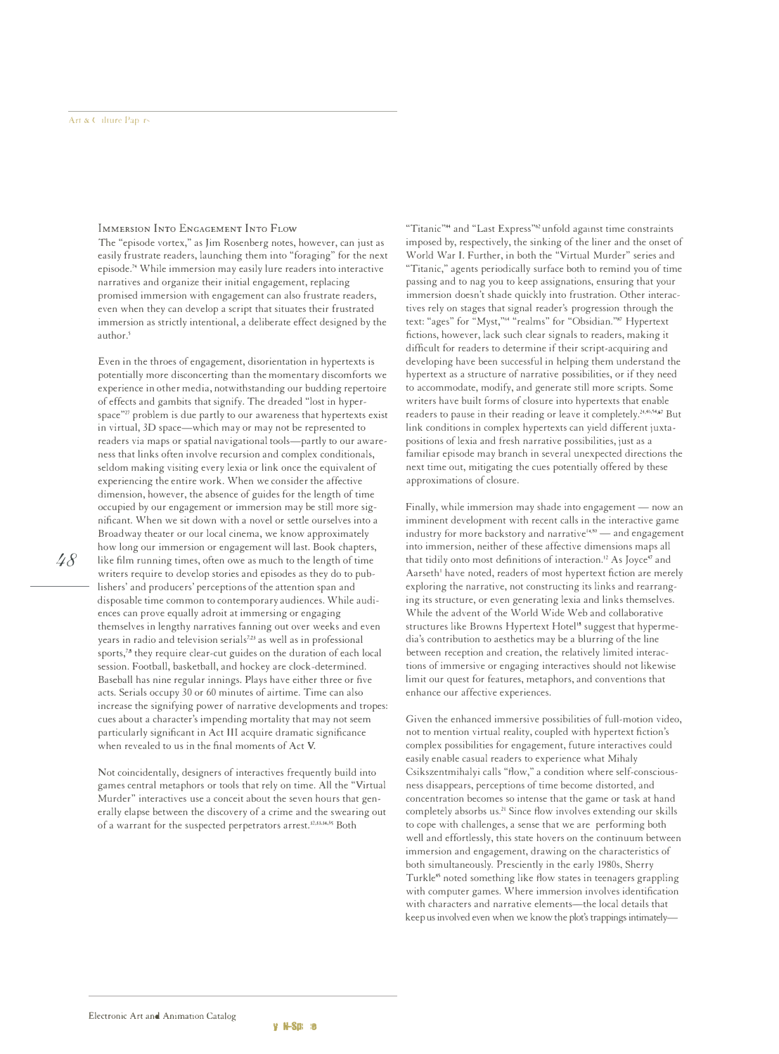## Immersion Into Engagement Into Flow

The "episode vortex," as Jim Rosenberg notes, however, can just as easily frustrate readers, launching them into "foraging" for the next episode.[74] While immersion may easily lure readers into interactive narratives and organize their initial engagement, replacing promised immersion with engagement can also frustrate readers, even when they can develop a script that situates their frustrated immersion as strictly intentional, a deliberate effect designed by the author.[5]

Even in the throes of engagement, disorientation in hypertexts is potentially more disconcerting than the momentary discomforts we experience in other media, notwithstanding our budding repertoire of effects and gambits that signify. The dreaded "lost in hyperspace"[27] problem is due partly to our awareness that hypertexts exist in virtual, 3D space—which may or may not be represented to readers via maps or spatial navigational tools—partly to our awareness that links often involve recursion and complex conditionals, seldom making visiting every lexia or link once the equivalent of experiencing the entire work. When we consider the affective dimension, however, the absence of guides for the length of time occupied by our engagement or immersion may be still more significant. When we sit down with a novel or settle ourselves into a Broadway theater or our local cinema, we know approximately how long our immersion or engagement will last. Book chapters, like film running times, often owe as much to the length of time writers require to develop stories and episodes as they do to publishers' and producers' perceptions of the attention span and disposable time common to contemporary audiences. While audiences can prove equally adroit at immersing or engaging themselves in lengthy narratives fanning out over weeks and even years in radio and television serials[7,23] as well as in professional sports,[78] they require clear-cut guides on the duration of each local session. Football, basketball, and hockey are clock-determined. Baseball has nine regular innings. Plays have either three or five acts. Serials occupy 30 or 60 minutes of airtime. Time can also increase the signifying power of narrative developments and tropes: cues about a character's impending mortality that may not seem particularly significant in Act III acquire dramatic significance when revealed to us in the final moments of Act V.

Not coincidentally, designers of interactives frequently build into games central metaphors or tools that rely on time. All the "Virtual Murder" interactives use a conceit about the seven hours that generally elapse between the discovery of a crime and the swearing out of a warrant for the suspected perpetrators arrest.[32,33,34,35] Both "Titanic"[84] and "Last Express"[62] unfold against time constraints imposed by, respectively, the sinking of the liner and the onset of World War I. Further, in both the "Virtual Murder" series and "Titanic," agents periodically surface both to remind you of time passing and to nag you to keep assignations, ensuring that your immersion doesn't shade quickly into frustration. Other interactives rely on stages that signal reader's progression through the text: "ages" for "Myst,"[64] "realms" for "Obsidian."[67] Hypertext fictions, however, lack such clear signals to readers, making it difficult for readers to determine if their script-acquiring and developing have been successful in helping them understand the hypertext as a structure of narrative possibilities, or if they need to accommodate, modify, and generate still more scripts. Some writers have built forms of closure into hypertexts that enable readers to pause in their reading or leave it completely.[24,40,54,67] But link conditions in complex hypertexts can yield different juxtapositions of lexia and fresh narrative possibilities, just as a familiar episode may branch in several unexpected directions the next time out, mitigating the cues potentially offered by these approximations of closure.

Finally, while immersion may shade into engagement — now an imminent development with recent calls in the interactive game industry for more backstory and narrative[14,80] — and engagement into immersion, neither of these affective dimensions maps all that tidily onto most definitions of interaction.[12] As Joyce[47] and Aarseth[1] have noted, readers of most hypertext fiction are merely exploring the narrative, not constructing its links and rearranging its structure, or even generating lexia and links themselves. While the advent of the World Wide Web and collaborative structures like Browns Hypertext Hotel[18] suggest that hypermedia's contribution to aesthetics may be a blurring of the line between reception and creation, the relatively limited interactions of immersive or engaging interactives should not likewise limit our quest for features, metaphors, and conventions that enhance our affective experiences.

Given the enhanced immersive possibilities of full-motion video, not to mention virtual reality, coupled with hypertext fiction's complex possibilities for engagement, future interactives could easily enable casual readers to experience what Mihaly Csikszentmihalyi calls "flow," a condition where self-consciousness disappears, perceptions of time become distorted, and concentration becomes so intense that the game or task at hand completely absorbs us.[21] Since flow involves extending our skills to cope with challenges, a sense that we are performing both well and effortlessly, this state hovers on the continuum between immersion and engagement, drawing on the characteristics of both simultaneously. Presciently in the early 1980s, Sherry Turkle[85] noted something like flow states in teenagers grappling with computer games. Where immersion involves identification with characters and narrative elements—the local details that keep us involved even when we know the plot's trappings intimately—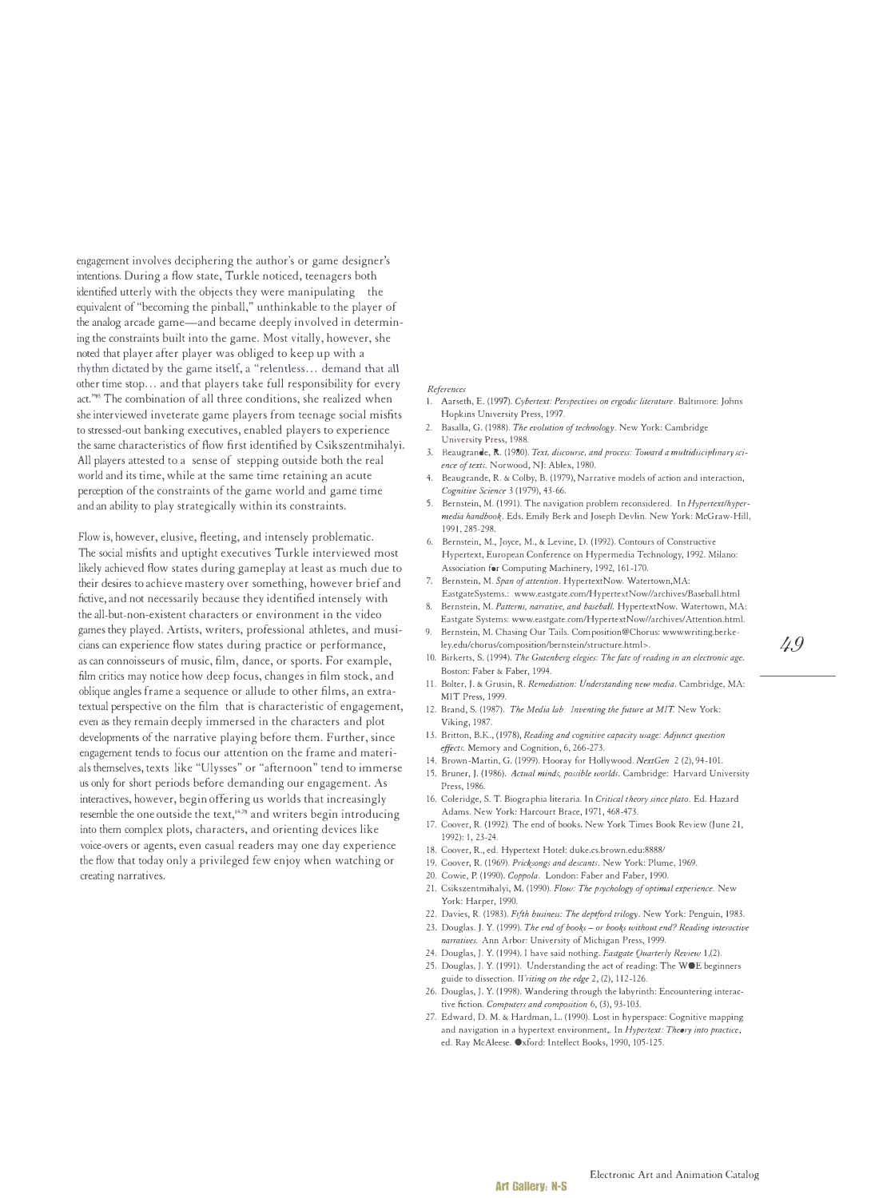engagement involves deciphering the author's or game designer's intentions. During a flow state, Turkle noticed, teenagers both identified utterly with the objects they were manipulating the equivalent of "becoming the pinball," unthinkable to the player of the analog arcade game—and became deeply involved in determining the constraints built into the game. Most vitally, however, she noted that player after player was obliged to keep up with a rhythm dictated by the game itself, a "relentless… demand that all other time stop… and that players take full responsibility for every act."[95] The combination of all three conditions, she realized when she interviewed inveterate game players from teenage social misfits to stressed-out banking executives, enabled players to experience the same characteristics of flow first identified by Csikszentmihalyi. All players attested to a sense of stepping outside both the real world and its time, while at the same time retaining an acute perception of the constraints of the game world and game time and an ability to play strategically within its constraints.

Flow is, however, elusive, fleeting, and intensely problematic. The social misfits and uptight executives Turkle interviewed most likely achieved flow states during gameplay at least as much due to their desires to achieve mastery over something, however brief and fictive, and not necessarily because they identified intensely with the all-but-non-existent characters or environment in the video games they played. Artists, writers, professional athletes, and musicians can experience flow states during practice or performance, as can connoisseurs of music, film, dance, or sports. For example, film critics may notice how deep focus, changes in film stock, and oblique angles frame a sequence or allude to other films, an extra-textual perspective on the film that is characteristic of engagement, even as they remain deeply immersed in the characters and plot developments of the narrative playing before them. Further, since engagement tends to focus our attention on the frame and materials themselves, texts like "Ulysses" or "afternoon" tend to immerse us only for short periods before demanding our engagement. As interactives, however, begin offering us worlds that increasingly resemble the one outside the text,[14,78] and writers begin introducing into them complex plots, characters, and orienting devices like voice-overs or agents, even casual readers may one day experience the flow that today only a privileged few enjoy when watching or creating narratives.

*References*

1. Aarseth, E. (1997). *Cybertext: Perspectives on ergodic literature*. Baltimore: Johns Hopkins University Press, 1997.
2. Basalla, G. (1988). *The evolution of technology*. New York: Cambridge University Press, 1988.
3. Beaugrande, R. (1980). *Text, discourse, and process: Toward a multidisciplinary science of texts*. Norwood, NJ: Ablex, 1980.
4. Beaugrande, R. & Colby, B. (1979), Narrative models of action and interaction, *Cognitive Science* 3 (1979), 43-66.
5. Bernstein, M. (1991). The navigation problem reconsidered. In *Hypertext/hypermedia handbook*. Eds. Emily Berk and Joseph Devlin. New York: McGraw-Hill, 1991, 285-298.
6. Bernstein, M., Joyce, M., & Levine, D. (1992). Contours of Constructive Hypertext, European Conference on Hypermedia Technology, 1992. Milano: Association for Computing Machinery, 1992, 161-170.
7. Bernstein, M. *Span of attention*. HypertextNow. Watertown,MA: EastgateSystems.: www.eastgate.com/HypertextNow//archives/Baseball.html
8. Bernstein, M. *Patterns, narrative, and baseball*. HypertextNow. Watertown, MA: Eastgate Systems: www.eastgate.com/HypertextNow//archives/Attention.html.
9. Bernstein, M. Chasing Our Tails. Composition@Chorus: wwwwriting.berkeley.edu/chorus/composition/bernstein/structure.html>.
10. Birkerts, S. (1994). *The Gutenberg elegies: The fate of reading in an electronic age*. Boston: Faber & Faber, 1994.
11. Bolter, J. & Grusin, R. *Remediation: Understanding new media*. Cambridge, MA: MIT Press, 1999.
12. Brand, S. (1987). *The Media lab: Inventing the future at MIT*. New York: Viking, 1987.
13. Britton, B.K., (1978), *Reading and cognitive capacity usage: Adjunct question effects*. Memory and Cognition, 6, 266-273.
14. Brown-Martin, G. (1999). Hooray for Hollywood. *NextGen* 2 (2), 94-101.
15. Bruner, J. (1986). *Actual minds, possible worlds*. Cambridge: Harvard University Press, 1986.
16. Coleridge, S. T. Biographia literaria. In *Critical theory since plato*. Ed. Hazard Adams. New York: Harcourt Brace, 1971, 468-473.
17. Coover, R. (1992). The end of books. New York Times Book Review (June 21, 1992): 1, 23-24.
18. Coover, R., ed. Hypertext Hotel: duke.cs.brown.edu:8888/
19. Coover, R. (1969). *Pricksongs and descants*. New York: Plume, 1969.
20. Cowie, P. (1990). *Coppola*. London: Faber and Faber, 1990.
21. Csikszentmihalyi, M. (1990). *Flow: The psychology of optimal experience*. New York: Harper, 1990.
22. Davies, R. (1983). *Fifth business: The deptford trilogy*. New York: Penguin, 1983.
23. Douglas. J. Y. (1999). *The end of books – or books without end? Reading interactive narratives*. Ann Arbor: University of Michigan Press, 1999.
24. Douglas, J. Y. (1994). I have said nothing. *Eastgate Quarterly Review* 1,(2).
25. Douglas, J. Y. (1991). Understanding the act of reading: The WOE beginners guide to dissection. *Writing on the edge* 2, (2), 112-126.
26. Douglas, J. Y. (1998). Wandering through the labyrinth: Encountering interactive fiction. *Computers and composition* 6, (3), 93-103.
27. Edward, D. M. & Hardman, L. (1990). Lost in hyperspace: Cognitive mapping and navigation in a hypertext environment,. In *Hypertext: Theory into practice*, ed. Ray McAleese. Oxford: Intellect Books, 1990, 105-125.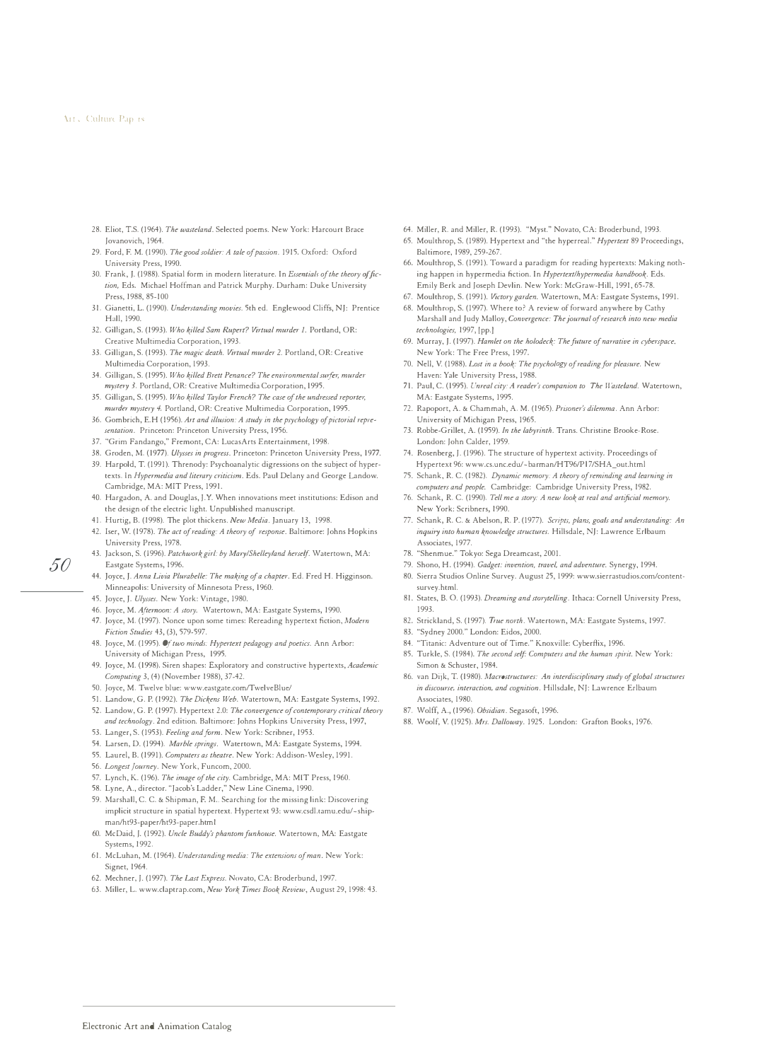28. Eliot, T.S. (1964). *The wasteland*. Selected poems. New York: Harcourt Brace Jovanovich, 1964.
29. Ford, F. M. (1990). *The good soldier: A tale of passion*. 1915. Oxford: Oxford University Press, 1990.
30. Frank, J. (1988). Spatial form in modern literature. In *Essentials of the theory of fiction*, Eds. Michael Hoffman and Patrick Murphy. Durham: Duke University Press, 1988, 85-100
31. Gianetti, L. (1990). *Understanding movies*. 5th ed. Englewood Cliffs, NJ: Prentice Hall, 1990.
32. Gilligan, S. (1993). *Who killed Sam Rupert? Virtual murder 1*. Portland, OR: Creative Multimedia Corporation, 1993.
33. Gilligan, S. (1993). *The magic death. Virtual murder 2*. Portland, OR: Creative Multimedia Corporation, 1993.
34. Gilligan, S. (1995). *Who killed Brett Penance? The environmental surfer, murder mystery 3*. Portland, OR: Creative Multimedia Corporation, 1995.
35. Gilligan, S. (1995). *Who killed Taylor French? The case of the undressed reporter, murder mystery 4*. Portland, OR: Creative Multimedia Corporation, 1995.
36. Gombrich, E.H (1956). *Art and illusion: A study in the psychology of pictorial representation*. Princeton: Princeton University Press, 1956.
37. "Grim Fandango," Fremont, CA: LucasArts Entertainment, 1998.
38. Groden, M. (1977). *Ulysses in progress*. Princeton: Princeton University Press, 1977.
39. Harpold, T. (1991). Threnody: Psychoanalytic digressions on the subject of hypertexts. In *Hypermedia and literary criticism*. Eds. Paul Delany and George Landow. Cambridge, MA: MIT Press, 1991.
40. Hargadon, A. and Douglas, J.Y. When innovations meet institutions: Edison and the design of the electric light. Unpublished manuscript.
41. Hurtig, B. (1998). The plot thickens. *New Media*. January 13, 1998.
42. Iser, W. (1978). *The act of reading: A theory of response*. Baltimore: Johns Hopkins University Press, 1978.
43. Jackson, S. (1996). *Patchwork girl: by Mary/Shelley/and herself*. Watertown, MA: Eastgate Systems, 1996.
44. Joyce, J. *Anna Livia Plurabelle: The making of a chapter*. Ed. Fred H. Higginson. Minneapolis: University of Minnesota Press, 1960.
45. Joyce, J. *Ulysses*. New York: Vintage, 1980.
46. Joyce, M. *Afternoon: A story*. Watertown, MA: Eastgate Systems, 1990.
47. Joyce, M. (1997). Nonce upon some times: Rereading hypertext fiction, *Modern Fiction Studies* 43, (3), 579-597.
48. Joyce, M. (1995). *Of two minds: Hypertext pedagogy and poetics*. Ann Arbor: University of Michigan Press, 1995.
49. Joyce, M. (1998). Siren shapes: Exploratory and constructive hypertexts, *Academic Computing* 3, (4) (November 1988), 37-42.
50. Joyce, M. Twelve blue: www.eastgate.com/TwelveBlue/
51. Landow, G. P. (1992). *The Dickens Web*. Watertown, MA: Eastgate Systems, 1992.
52. Landow, G. P. (1997). Hypertext 2.0: *The convergence of contemporary critical theory and technology*. 2nd edition. Baltimore: Johns Hopkins University Press, 1997,
53. Langer, S. (1953). *Feeling and form*. New York: Scribner, 1953.
54. Larsen, D. (1994). *Marble springs*. Watertown, MA: Eastgate Systems, 1994.
55. Laurel, B. (1991). *Computers as theatre*. New York: Addison-Wesley, 1991.
56. *Longest Journey*. New York, Funcom, 2000.
57. Lynch, K. (196). *The image of the city*. Cambridge, MA: MIT Press, 1960.
58. Lyne, A., director. "Jacob's Ladder," New Line Cinema, 1990.
59. Marshall, C. C. & Shipman, F. M.. Searching for the missing link: Discovering implicit structure in spatial hypertext. Hypertext 93: www.csdl.tamu.edu/~shipman/ht93-paper/ht93-paper.html
60. McDaid, J. (1992). *Uncle Buddy's phantom funhouse*. Watertown, MA: Eastgate Systems, 1992.
61. McLuhan, M. (1964). *Understanding media: The extensions of man*. New York: Signet, 1964.
62. Mechner, J. (1997). *The Last Express*. Novato, CA: Broderbund, 1997.
63. Miller, L. www.claptrap.com, *New York Times Book Review*, August 29, 1998: 43.
64. Miller, R. and Miller, R. (1993). "Myst." Novato, CA: Broderbund, 1993.
65. Moulthrop, S. (1989). Hypertext and "the hyperreal." *Hypertext* 89 Proceedings, Baltimore, 1989, 259-267.
66. Moulthrop, S. (1991). Toward a paradigm for reading hypertexts: Making nothing happen in hypermedia fiction. In *Hypertext/hypermedia handbook*. Eds. Emily Berk and Joseph Devlin. New York: McGraw-Hill, 1991, 65-78.
67. Moulthrop, S. (1991). *Victory garden*. Watertown, MA: Eastgate Systems, 1991.
68. Moulthrop, S. (1997). Where to? A review of forward anywhere by Cathy Marshall and Judy Malloy, *Convergence: The journal of research into new media technologies*, 1997, [pp.]
69. Murray, J. (1997). *Hamlet on the holodeck: The future of narrative in cyberspace*. New York: The Free Press, 1997.
70. Nell, V. (1988). *Lost in a book: The psychology of reading for pleasure*. New Haven: Yale University Press, 1988.
71. Paul, C. (1995). *Unreal city: A reader's companion to The Wasteland*. Watertown, MA: Eastgate Systems, 1995.
72. Rapoport, A. & Chammah, A. M. (1965). *Prisoner's dilemma*. Ann Arbor: University of Michigan Press, 1965.
73. Robbe-Grillet, A. (1959). *In the labyrinth*. Trans. Christine Brooke-Rose. London: John Calder, 1959.
74. Rosenberg, J. (1996). The structure of hypertext activity. Proceedings of Hypertext 96: www.cs.unc.edu/~barman/HT96/P17/SHA_out.html
75. Schank, R. C. (1982). *Dynamic memory. A theory of reminding and learning in computers and people*. Cambridge: Cambridge University Press, 1982.
76. Schank, R. C. (1990). *Tell me a story. A new look at real and artificial memory*. New York: Scribners, 1990.
77. Schank, R. C. & Abelson, R. P. (1977). *Scripts, plans, goals and understanding: An inquiry into human knowledge structures*. Hillsdale, NJ: Lawrence Erlbaum Associates, 1977.
78. "Shenmue." Tokyo: Sega Dreamcast, 2001.
79. Shono, H. (1994). *Gadget: invention, travel, and adventure*. Synergy, 1994.
80. Sierra Studios Online Survey. August 25, 1999: www.sierrastudios.com/content-survey.html.
81. States, B. O. (1993). *Dreaming and storytelling*. Ithaca: Cornell University Press, 1993.
82. Strickland, S. (1997). *True north*. Watertown, MA: Eastgate Systems, 1997.
83. "Sydney 2000." London: Eidos, 2000.
84. "Titanic: Adventure out of Time." Knoxville: Cyberflix, 1996.
85. Turkle, S. (1984). *The second self: Computers and the human spirit*. New York: Simon & Schuster, 1984.
86. van Dijk, T. (1980). *Macrostructures: An interdisciplinary study of global structures in discourse, interaction, and cognition*. Hillsdale, NJ: Lawrence Erlbaum Associates, 1980.
87. Wolff, A., (1996). *Obsidian*. Segasoft, 1996.
88. Woolf, V. (1925). *Mrs. Dalloway*. 1925. London: Grafton Books, 1976.